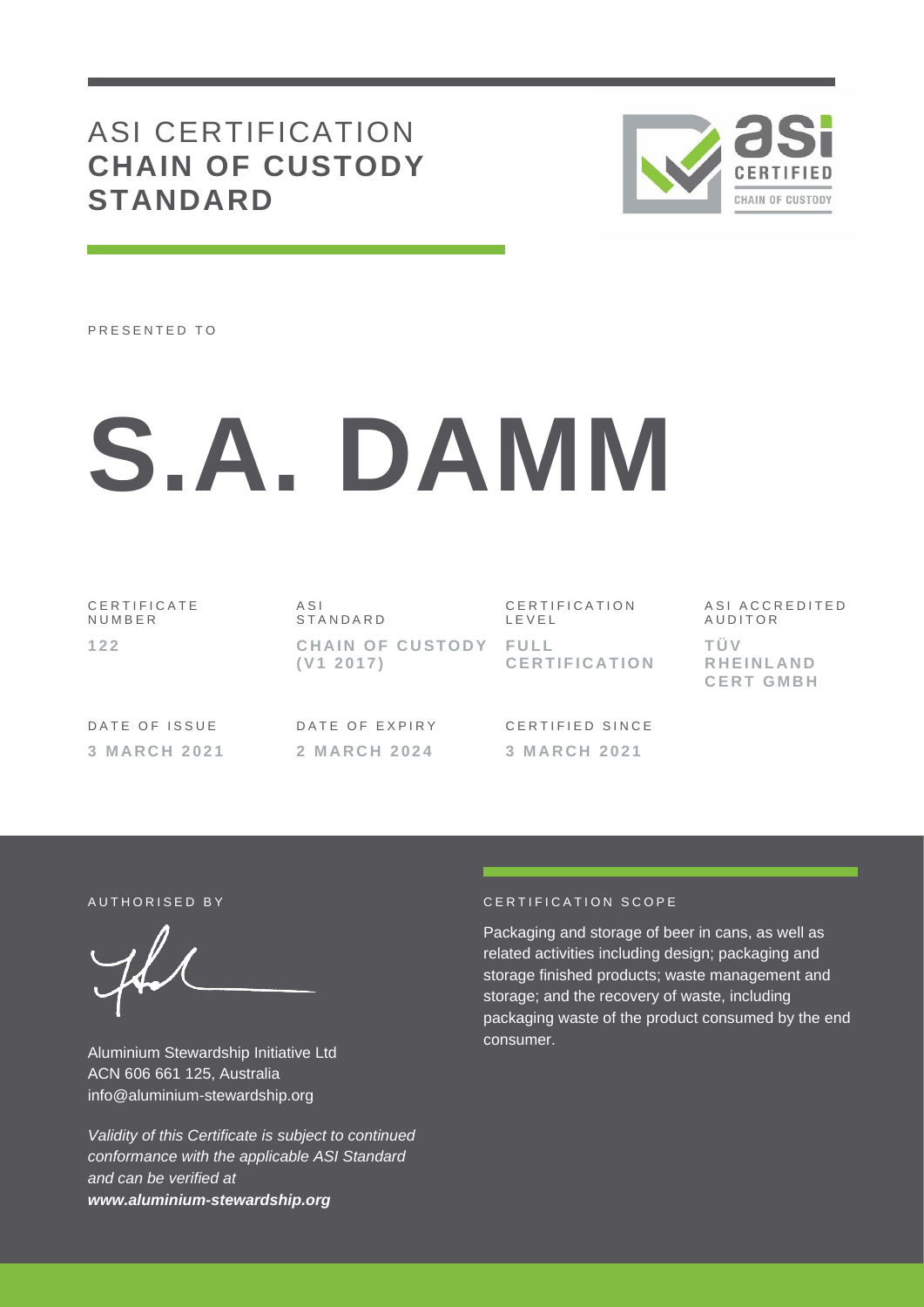# ASI CERTIFICATION **CHAIN OF CUSTODY STANDARD**

PRESENTED TO

# S.A. DAMM

| CERTIFICATE NUMBER | ASI STANDARD | CERTIFICATION LEVEL | ASI ACCREDITED AUDITOR |
|---|---|---|---|
| **122** | **CHAIN OF CUSTODY (V1 2017)** | **FULL CERTIFICATION** | **TÜV RHEINLAND CERT GMBH** |

| DATE OF ISSUE | DATE OF EXPIRY | CERTIFIED SINCE |
|---|---|---|
| **3 MARCH 2021** | **2 MARCH 2024** | **3 MARCH 2021** |

AUTHORISED BY

Aluminium Stewardship Initiative Ltd
ACN 606 661 125, Australia
info@aluminium-stewardship.org

*Validity of this Certificate is subject to continued conformance with the applicable ASI Standard and can be verified at* ***www.aluminium-stewardship.org***

CERTIFICATION SCOPE

Packaging and storage of beer in cans, as well as related activities including design; packaging and storage finished products; waste management and storage; and the recovery of waste, including packaging waste of the product consumed by the end consumer.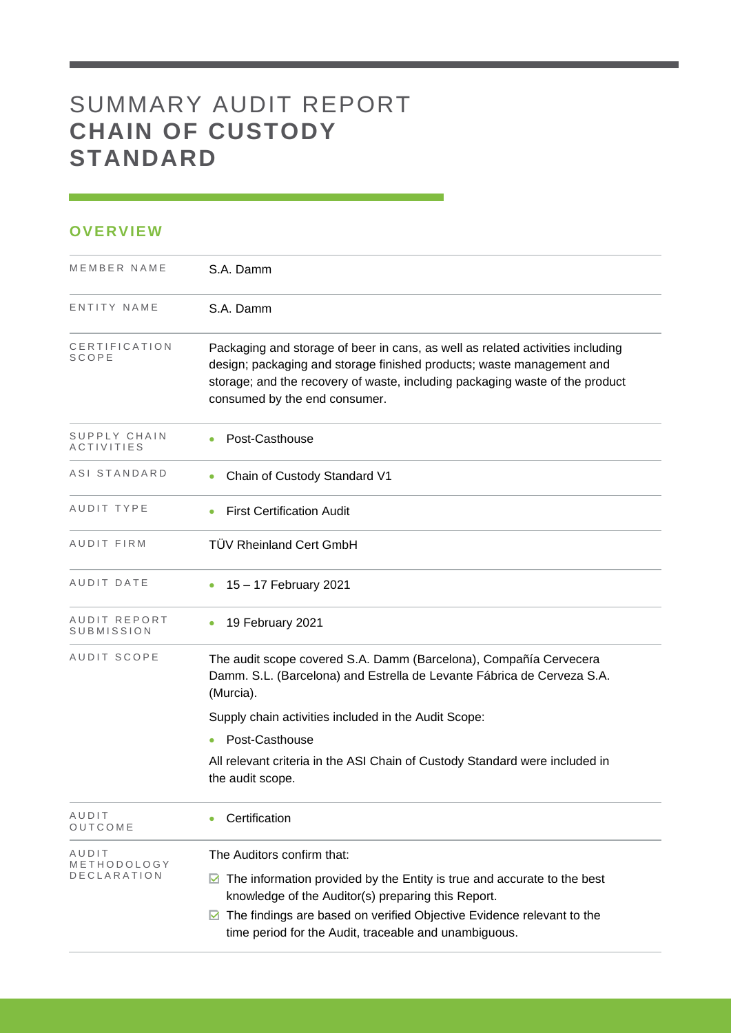# SUMMARY AUDIT REPORT **CHAIN OF CUSTODY STANDARD**

## OVERVIEW

| | |
|---|---|
| MEMBER NAME | S.A. Damm |
| ENTITY NAME | S.A. Damm |
| CERTIFICATION SCOPE | Packaging and storage of beer in cans, as well as related activities including design; packaging and storage finished products; waste management and storage; and the recovery of waste, including packaging waste of the product consumed by the end consumer. |
| SUPPLY CHAIN ACTIVITIES | • Post-Casthouse |
| ASI STANDARD | • Chain of Custody Standard V1 |
| AUDIT TYPE | • First Certification Audit |
| AUDIT FIRM | TÜV Rheinland Cert GmbH |
| AUDIT DATE | • 15 – 17 February 2021 |
| AUDIT REPORT SUBMISSION | • 19 February 2021 |
| AUDIT SCOPE | The audit scope covered S.A. Damm (Barcelona), Compañía Cervecera Damm. S.L. (Barcelona) and Estrella de Levante Fábrica de Cerveza S.A. (Murcia).<br><br>Supply chain activities included in the Audit Scope:<br><br>• Post-Casthouse<br><br>All relevant criteria in the ASI Chain of Custody Standard were included in the audit scope. |
| AUDIT OUTCOME | • Certification |
| AUDIT METHODOLOGY DECLARATION | The Auditors confirm that:<br><br>☑ The information provided by the Entity is true and accurate to the best knowledge of the Auditor(s) preparing this Report.<br><br>☑ The findings are based on verified Objective Evidence relevant to the time period for the Audit, traceable and unambiguous. |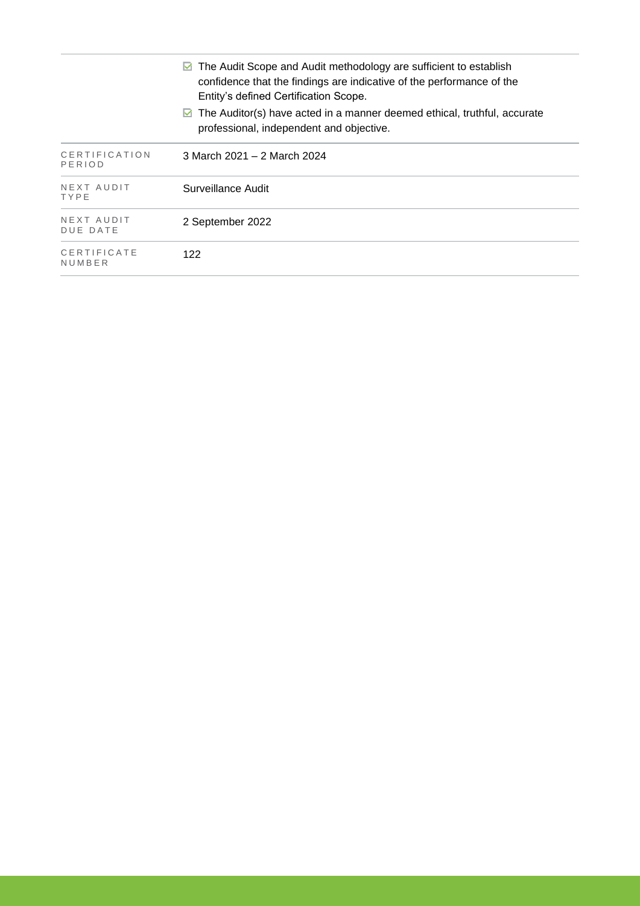| | |
|---|---|
| | ☑ The Audit Scope and Audit methodology are sufficient to establish confidence that the findings are indicative of the performance of the Entity's defined Certification Scope.<br>☑ The Auditor(s) have acted in a manner deemed ethical, truthful, accurate professional, independent and objective. |
| CERTIFICATION PERIOD | 3 March 2021 – 2 March 2024 |
| NEXT AUDIT TYPE | Surveillance Audit |
| NEXT AUDIT DUE DATE | 2 September 2022 |
| CERTIFICATE NUMBER | 122 |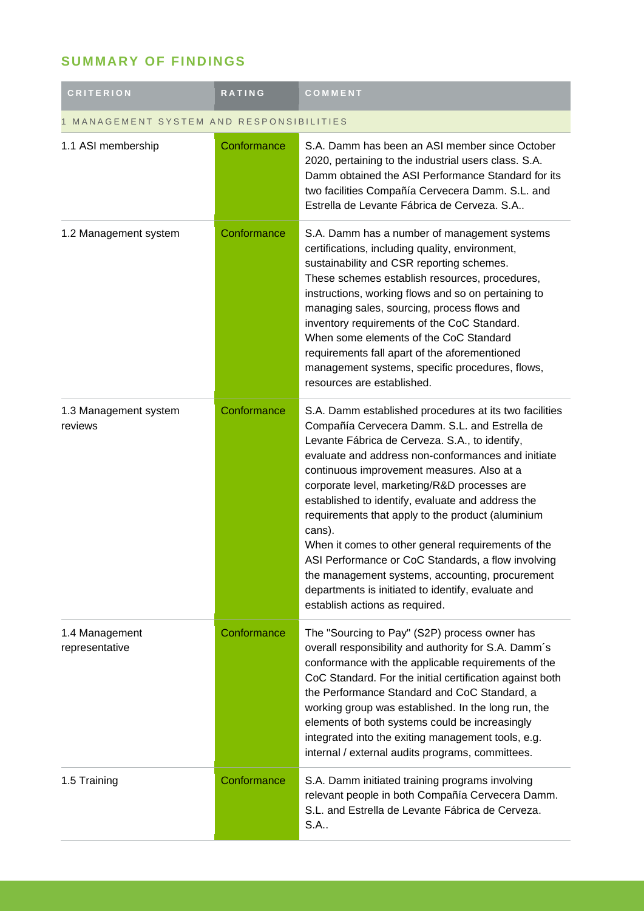## SUMMARY OF FINDINGS

| CRITERION | RATING | COMMENT |
|---|---|---|
| 1 MANAGEMENT SYSTEM AND RESPONSIBILITIES | | |
| 1.1 ASI membership | Conformance | S.A. Damm has been an ASI member since October 2020, pertaining to the industrial users class. S.A. Damm obtained the ASI Performance Standard for its two facilities Compañía Cervecera Damm. S.L. and Estrella de Levante Fábrica de Cerveza. S.A.. |
| 1.2 Management system | Conformance | S.A. Damm has a number of management systems certifications, including quality, environment, sustainability and CSR reporting schemes. These schemes establish resources, procedures, instructions, working flows and so on pertaining to managing sales, sourcing, process flows and inventory requirements of the CoC Standard. When some elements of the CoC Standard requirements fall apart of the aforementioned management systems, specific procedures, flows, resources are established. |
| 1.3 Management system reviews | Conformance | S.A. Damm established procedures at its two facilities Compañía Cervecera Damm. S.L. and Estrella de Levante Fábrica de Cerveza. S.A., to identify, evaluate and address non-conformances and initiate continuous improvement measures. Also at a corporate level, marketing/R&D processes are established to identify, evaluate and address the requirements that apply to the product (aluminium cans). When it comes to other general requirements of the ASI Performance or CoC Standards, a flow involving the management systems, accounting, procurement departments is initiated to identify, evaluate and establish actions as required. |
| 1.4 Management representative | Conformance | The "Sourcing to Pay" (S2P) process owner has overall responsibility and authority for S.A. Damm´s conformance with the applicable requirements of the CoC Standard. For the initial certification against both the Performance Standard and CoC Standard, a working group was established. In the long run, the elements of both systems could be increasingly integrated into the exiting management tools, e.g. internal / external audits programs, committees. |
| 1.5 Training | Conformance | S.A. Damm initiated training programs involving relevant people in both Compañía Cervecera Damm. S.L. and Estrella de Levante Fábrica de Cerveza. S.A.. |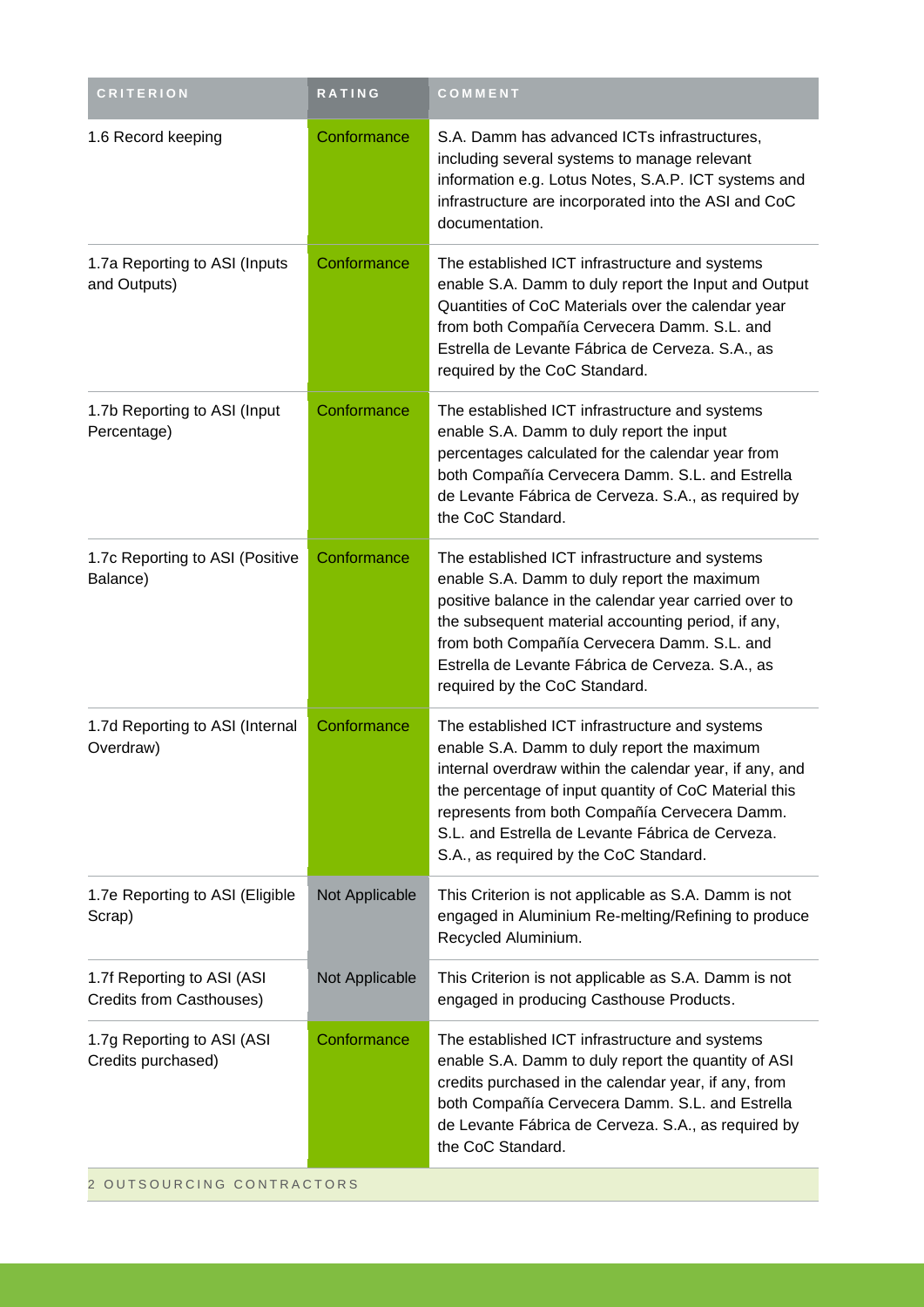| CRITERION | RATING | COMMENT |
|---|---|---|
| 1.6 Record keeping | Conformance | S.A. Damm has advanced ICTs infrastructures, including several systems to manage relevant information e.g. Lotus Notes, S.A.P. ICT systems and infrastructure are incorporated into the ASI and CoC documentation. |
| 1.7a Reporting to ASI (Inputs and Outputs) | Conformance | The established ICT infrastructure and systems enable S.A. Damm to duly report the Input and Output Quantities of CoC Materials over the calendar year from both Compañía Cervecera Damm. S.L. and Estrella de Levante Fábrica de Cerveza. S.A., as required by the CoC Standard. |
| 1.7b Reporting to ASI (Input Percentage) | Conformance | The established ICT infrastructure and systems enable S.A. Damm to duly report the input percentages calculated for the calendar year from both Compañía Cervecera Damm. S.L. and Estrella de Levante Fábrica de Cerveza. S.A., as required by the CoC Standard. |
| 1.7c Reporting to ASI (Positive Balance) | Conformance | The established ICT infrastructure and systems enable S.A. Damm to duly report the maximum positive balance in the calendar year carried over to the subsequent material accounting period, if any, from both Compañía Cervecera Damm. S.L. and Estrella de Levante Fábrica de Cerveza. S.A., as required by the CoC Standard. |
| 1.7d Reporting to ASI (Internal Overdraw) | Conformance | The established ICT infrastructure and systems enable S.A. Damm to duly report the maximum internal overdraw within the calendar year, if any, and the percentage of input quantity of CoC Material this represents from both Compañía Cervecera Damm. S.L. and Estrella de Levante Fábrica de Cerveza. S.A., as required by the CoC Standard. |
| 1.7e Reporting to ASI (Eligible Scrap) | Not Applicable | This Criterion is not applicable as S.A. Damm is not engaged in Aluminium Re-melting/Refining to produce Recycled Aluminium. |
| 1.7f Reporting to ASI (ASI Credits from Casthouses) | Not Applicable | This Criterion is not applicable as S.A. Damm is not engaged in producing Casthouse Products. |
| 1.7g Reporting to ASI (ASI Credits purchased) | Conformance | The established ICT infrastructure and systems enable S.A. Damm to duly report the quantity of ASI credits purchased in the calendar year, if any, from both Compañía Cervecera Damm. S.L. and Estrella de Levante Fábrica de Cerveza. S.A., as required by the CoC Standard. |
| 2 OUTSOURCING CONTRACTORS | | |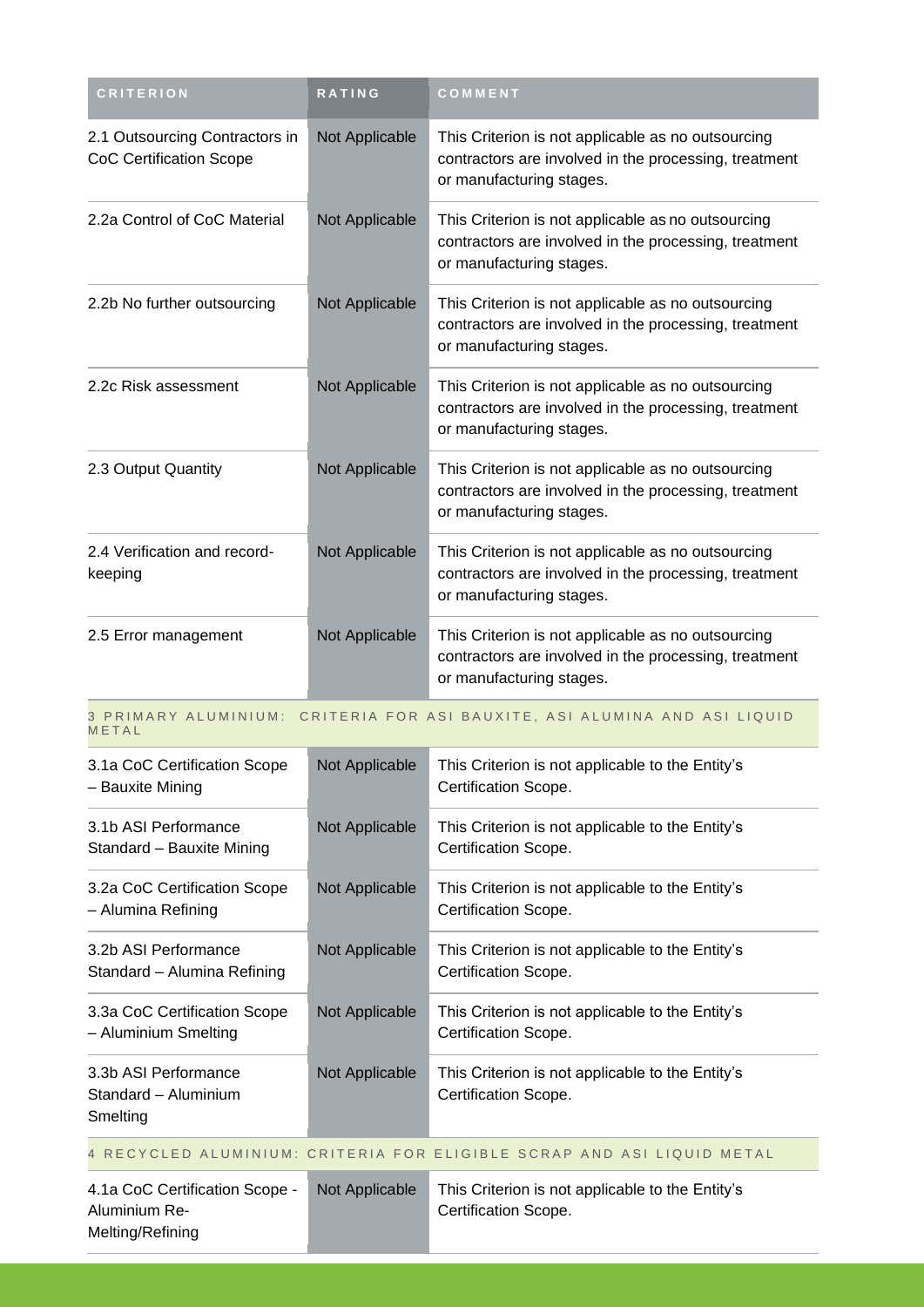| CRITERION | RATING | COMMENT |
| --- | --- | --- |
| 2.1 Outsourcing Contractors in CoC Certification Scope | Not Applicable | This Criterion is not applicable as no outsourcing contractors are involved in the processing, treatment or manufacturing stages. |
| 2.2a Control of CoC Material | Not Applicable | This Criterion is not applicable as no outsourcing contractors are involved in the processing, treatment or manufacturing stages. |
| 2.2b No further outsourcing | Not Applicable | This Criterion is not applicable as no outsourcing contractors are involved in the processing, treatment or manufacturing stages. |
| 2.2c Risk assessment | Not Applicable | This Criterion is not applicable as no outsourcing contractors are involved in the processing, treatment or manufacturing stages. |
| 2.3 Output Quantity | Not Applicable | This Criterion is not applicable as no outsourcing contractors are involved in the processing, treatment or manufacturing stages. |
| 2.4 Verification and record-keeping | Not Applicable | This Criterion is not applicable as no outsourcing contractors are involved in the processing, treatment or manufacturing stages. |
| 2.5 Error management | Not Applicable | This Criterion is not applicable as no outsourcing contractors are involved in the processing, treatment or manufacturing stages. |
| 3 PRIMARY ALUMINIUM: CRITERIA FOR ASI BAUXITE, ASI ALUMINA AND ASI LIQUID METAL | | |
| 3.1a CoC Certification Scope – Bauxite Mining | Not Applicable | This Criterion is not applicable to the Entity's Certification Scope. |
| 3.1b ASI Performance Standard – Bauxite Mining | Not Applicable | This Criterion is not applicable to the Entity's Certification Scope. |
| 3.2a CoC Certification Scope – Alumina Refining | Not Applicable | This Criterion is not applicable to the Entity's Certification Scope. |
| 3.2b ASI Performance Standard – Alumina Refining | Not Applicable | This Criterion is not applicable to the Entity's Certification Scope. |
| 3.3a CoC Certification Scope – Aluminium Smelting | Not Applicable | This Criterion is not applicable to the Entity's Certification Scope. |
| 3.3b ASI Performance Standard – Aluminium Smelting | Not Applicable | This Criterion is not applicable to the Entity's Certification Scope. |
| 4 RECYCLED ALUMINIUM: CRITERIA FOR ELIGIBLE SCRAP AND ASI LIQUID METAL | | |
| 4.1a CoC Certification Scope - Aluminium Re-Melting/Refining | Not Applicable | This Criterion is not applicable to the Entity's Certification Scope. |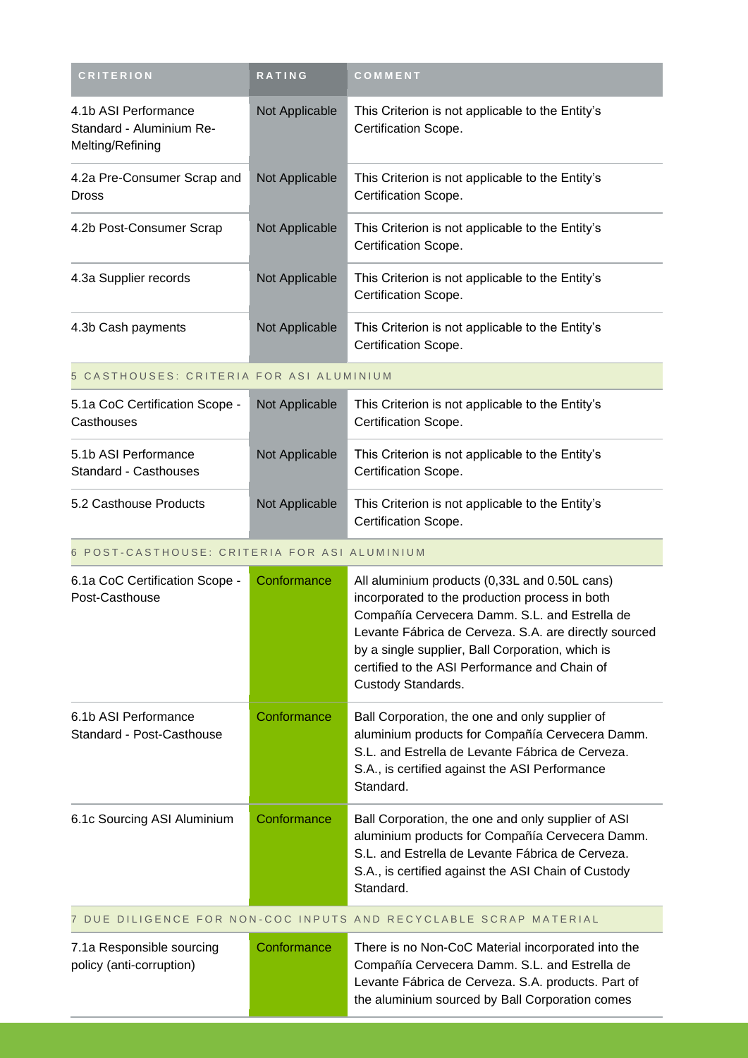| CRITERION | RATING | COMMENT |
|---|---|---|
| 4.1b ASI Performance Standard - Aluminium Re-Melting/Refining | Not Applicable | This Criterion is not applicable to the Entity's Certification Scope. |
| 4.2a Pre-Consumer Scrap and Dross | Not Applicable | This Criterion is not applicable to the Entity's Certification Scope. |
| 4.2b Post-Consumer Scrap | Not Applicable | This Criterion is not applicable to the Entity's Certification Scope. |
| 4.3a Supplier records | Not Applicable | This Criterion is not applicable to the Entity's Certification Scope. |
| 4.3b Cash payments | Not Applicable | This Criterion is not applicable to the Entity's Certification Scope. |
| 5 CASTHOUSES: CRITERIA FOR ASI ALUMINIUM | | |
| 5.1a CoC Certification Scope - Casthouses | Not Applicable | This Criterion is not applicable to the Entity's Certification Scope. |
| 5.1b ASI Performance Standard - Casthouses | Not Applicable | This Criterion is not applicable to the Entity's Certification Scope. |
| 5.2 Casthouse Products | Not Applicable | This Criterion is not applicable to the Entity's Certification Scope. |
| 6 POST-CASTHOUSE: CRITERIA FOR ASI ALUMINIUM | | |
| 6.1a CoC Certification Scope - Post-Casthouse | Conformance | All aluminium products (0,33L and 0.50L cans) incorporated to the production process in both Compañía Cervecera Damm. S.L. and Estrella de Levante Fábrica de Cerveza. S.A. are directly sourced by a single supplier, Ball Corporation, which is certified to the ASI Performance and Chain of Custody Standards. |
| 6.1b ASI Performance Standard - Post-Casthouse | Conformance | Ball Corporation, the one and only supplier of aluminium products for Compañía Cervecera Damm. S.L. and Estrella de Levante Fábrica de Cerveza. S.A., is certified against the ASI Performance Standard. |
| 6.1c Sourcing ASI Aluminium | Conformance | Ball Corporation, the one and only supplier of ASI aluminium products for Compañía Cervecera Damm. S.L. and Estrella de Levante Fábrica de Cerveza. S.A., is certified against the ASI Chain of Custody Standard. |
| 7 DUE DILIGENCE FOR NON-COC INPUTS AND RECYCLABLE SCRAP MATERIAL | | |
| 7.1a Responsible sourcing policy (anti-corruption) | Conformance | There is no Non-CoC Material incorporated into the Compañía Cervecera Damm. S.L. and Estrella de Levante Fábrica de Cerveza. S.A. products. Part of the aluminium sourced by Ball Corporation comes |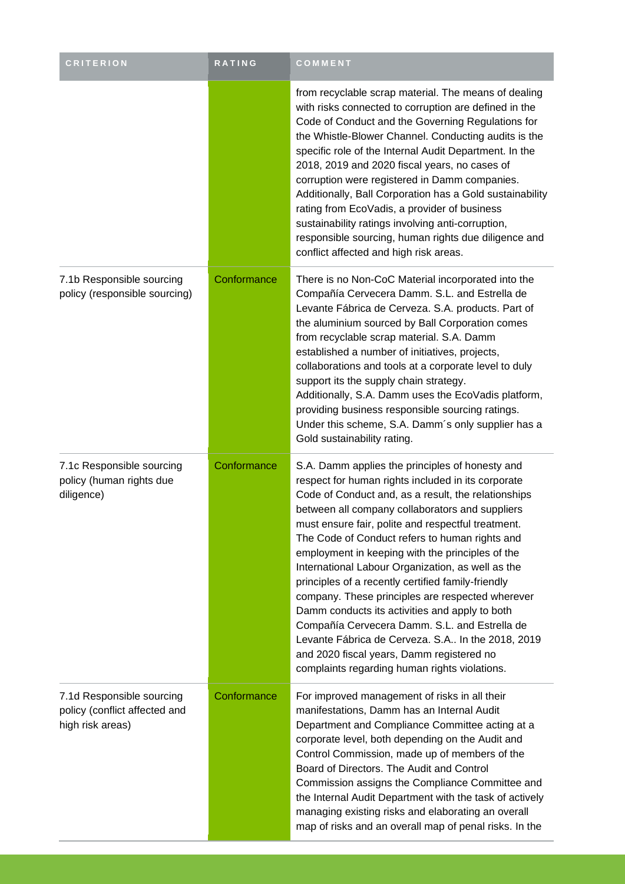| CRITERION | RATING | COMMENT |
| --- | --- | --- |
| | | from recyclable scrap material. The means of dealing with risks connected to corruption are defined in the Code of Conduct and the Governing Regulations for the Whistle-Blower Channel. Conducting audits is the specific role of the Internal Audit Department. In the 2018, 2019 and 2020 fiscal years, no cases of corruption were registered in Damm companies. Additionally, Ball Corporation has a Gold sustainability rating from EcoVadis, a provider of business sustainability ratings involving anti-corruption, responsible sourcing, human rights due diligence and conflict affected and high risk areas. |
| 7.1b Responsible sourcing policy (responsible sourcing) | Conformance | There is no Non-CoC Material incorporated into the Compañía Cervecera Damm. S.L. and Estrella de Levante Fábrica de Cerveza. S.A. products. Part of the aluminium sourced by Ball Corporation comes from recyclable scrap material. S.A. Damm established a number of initiatives, projects, collaborations and tools at a corporate level to duly support its the supply chain strategy. Additionally, S.A. Damm uses the EcoVadis platform, providing business responsible sourcing ratings. Under this scheme, S.A. Damm´s only supplier has a Gold sustainability rating. |
| 7.1c Responsible sourcing policy (human rights due diligence) | Conformance | S.A. Damm applies the principles of honesty and respect for human rights included in its corporate Code of Conduct and, as a result, the relationships between all company collaborators and suppliers must ensure fair, polite and respectful treatment. The Code of Conduct refers to human rights and employment in keeping with the principles of the International Labour Organization, as well as the principles of a recently certified family-friendly company. These principles are respected wherever Damm conducts its activities and apply to both Compañía Cervecera Damm. S.L. and Estrella de Levante Fábrica de Cerveza. S.A.. In the 2018, 2019 and 2020 fiscal years, Damm registered no complaints regarding human rights violations. |
| 7.1d Responsible sourcing policy (conflict affected and high risk areas) | Conformance | For improved management of risks in all their manifestations, Damm has an Internal Audit Department and Compliance Committee acting at a corporate level, both depending on the Audit and Control Commission, made up of members of the Board of Directors. The Audit and Control Commission assigns the Compliance Committee and the Internal Audit Department with the task of actively managing existing risks and elaborating an overall map of risks and an overall map of penal risks. In the |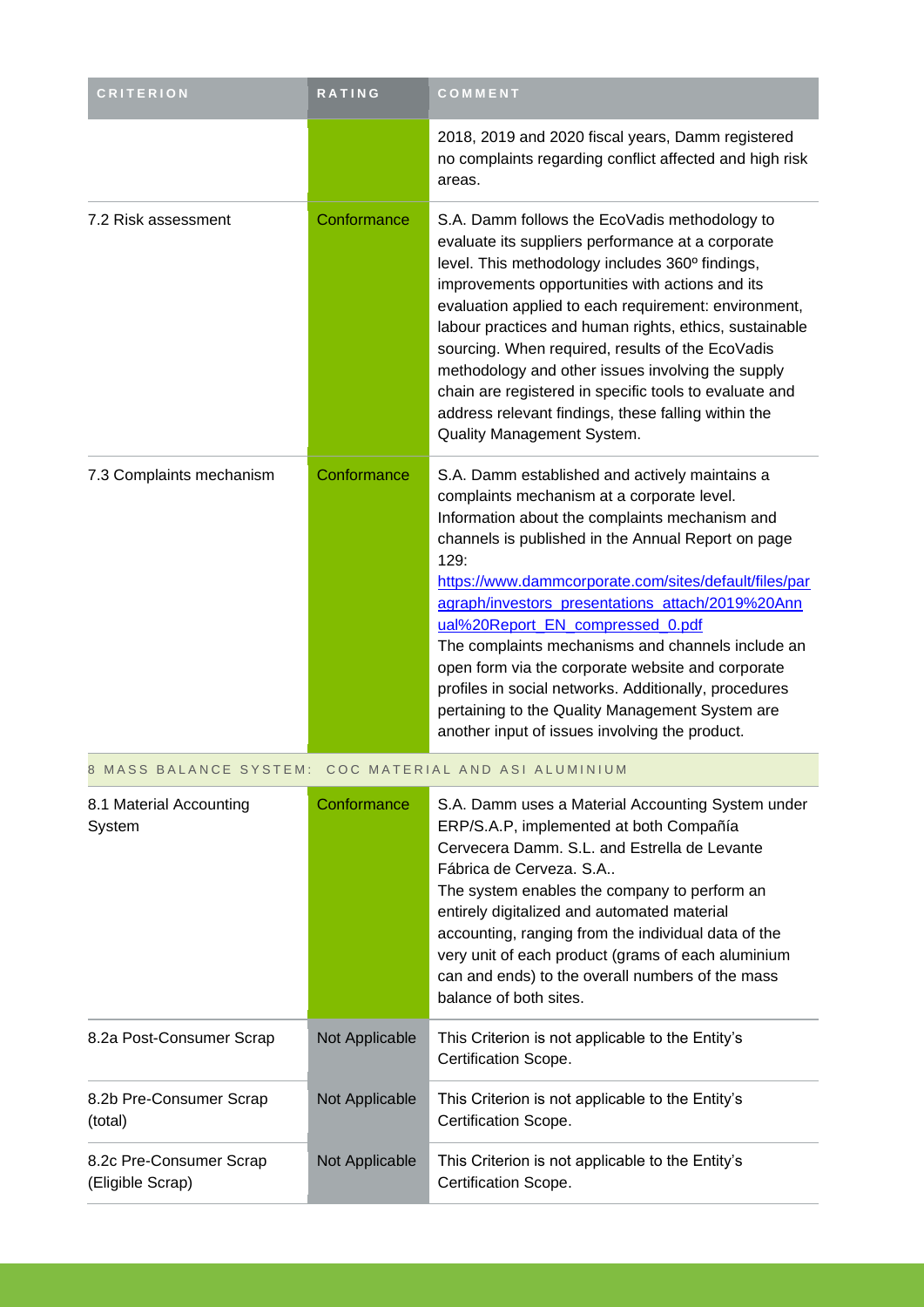| CRITERION | RATING | COMMENT |
| --- | --- | --- |
| | | 2018, 2019 and 2020 fiscal years, Damm registered no complaints regarding conflict affected and high risk areas. |
| 7.2 Risk assessment | Conformance | S.A. Damm follows the EcoVadis methodology to evaluate its suppliers performance at a corporate level. This methodology includes 360º findings, improvements opportunities with actions and its evaluation applied to each requirement: environment, labour practices and human rights, ethics, sustainable sourcing. When required, results of the EcoVadis methodology and other issues involving the supply chain are registered in specific tools to evaluate and address relevant findings, these falling within the Quality Management System. |
| 7.3 Complaints mechanism | Conformance | S.A. Damm established and actively maintains a complaints mechanism at a corporate level. Information about the complaints mechanism and channels is published in the Annual Report on page 129: https://www.dammcorporate.com/sites/default/files/paragraph/investors_presentations_attach/2019%20Annual%20Report_EN_compressed_0.pdf The complaints mechanisms and channels include an open form via the corporate website and corporate profiles in social networks. Additionally, procedures pertaining to the Quality Management System are another input of issues involving the product. |
| 8 MASS BALANCE SYSTEM: COC MATERIAL AND ASI ALUMINIUM | | |
| 8.1 Material Accounting System | Conformance | S.A. Damm uses a Material Accounting System under ERP/S.A.P, implemented at both Compañía Cervecera Damm. S.L. and Estrella de Levante Fábrica de Cerveza. S.A.. The system enables the company to perform an entirely digitalized and automated material accounting, ranging from the individual data of the very unit of each product (grams of each aluminium can and ends) to the overall numbers of the mass balance of both sites. |
| 8.2a Post-Consumer Scrap | Not Applicable | This Criterion is not applicable to the Entity's Certification Scope. |
| 8.2b Pre-Consumer Scrap (total) | Not Applicable | This Criterion is not applicable to the Entity's Certification Scope. |
| 8.2c Pre-Consumer Scrap (Eligible Scrap) | Not Applicable | This Criterion is not applicable to the Entity's Certification Scope. |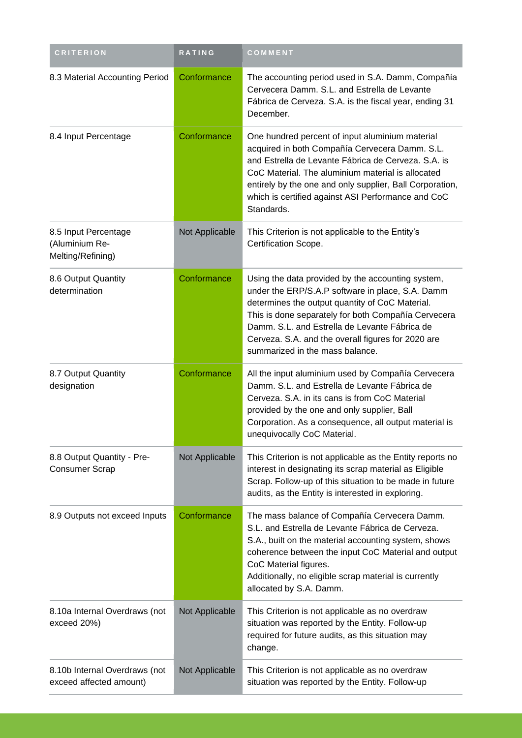| CRITERION | RATING | COMMENT |
|---|---|---|
| 8.3 Material Accounting Period | Conformance | The accounting period used in S.A. Damm, Compañía Cervecera Damm. S.L. and Estrella de Levante Fábrica de Cerveza. S.A. is the fiscal year, ending 31 December. |
| 8.4 Input Percentage | Conformance | One hundred percent of input aluminium material acquired in both Compañía Cervecera Damm. S.L. and Estrella de Levante Fábrica de Cerveza. S.A. is CoC Material. The aluminium material is allocated entirely by the one and only supplier, Ball Corporation, which is certified against ASI Performance and CoC Standards. |
| 8.5 Input Percentage (Aluminium Re-Melting/Refining) | Not Applicable | This Criterion is not applicable to the Entity's Certification Scope. |
| 8.6 Output Quantity determination | Conformance | Using the data provided by the accounting system, under the ERP/S.A.P software in place, S.A. Damm determines the output quantity of CoC Material. This is done separately for both Compañía Cervecera Damm. S.L. and Estrella de Levante Fábrica de Cerveza. S.A. and the overall figures for 2020 are summarized in the mass balance. |
| 8.7 Output Quantity designation | Conformance | All the input aluminium used by Compañía Cervecera Damm. S.L. and Estrella de Levante Fábrica de Cerveza. S.A. in its cans is from CoC Material provided by the one and only supplier, Ball Corporation. As a consequence, all output material is unequivocally CoC Material. |
| 8.8 Output Quantity - Pre-Consumer Scrap | Not Applicable | This Criterion is not applicable as the Entity reports no interest in designating its scrap material as Eligible Scrap. Follow-up of this situation to be made in future audits, as the Entity is interested in exploring. |
| 8.9 Outputs not exceed Inputs | Conformance | The mass balance of Compañía Cervecera Damm. S.L. and Estrella de Levante Fábrica de Cerveza. S.A., built on the material accounting system, shows coherence between the input CoC Material and output CoC Material figures.<br>Additionally, no eligible scrap material is currently allocated by S.A. Damm. |
| 8.10a Internal Overdraws (not exceed 20%) | Not Applicable | This Criterion is not applicable as no overdraw situation was reported by the Entity. Follow-up required for future audits, as this situation may change. |
| 8.10b Internal Overdraws (not exceed affected amount) | Not Applicable | This Criterion is not applicable as no overdraw situation was reported by the Entity. Follow-up |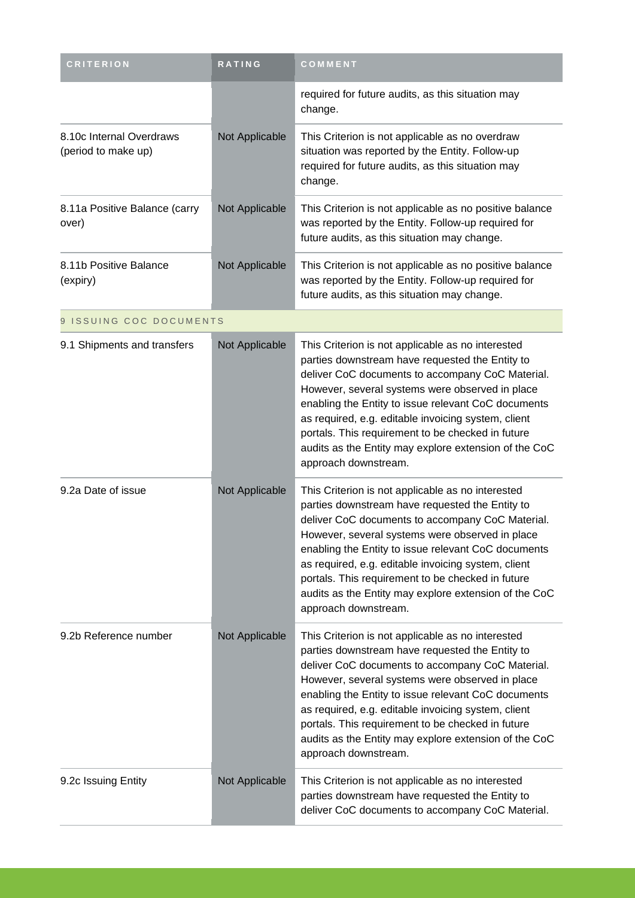| CRITERION | RATING | COMMENT |
| --- | --- | --- |
| | | required for future audits, as this situation may change. |
| 8.10c Internal Overdraws (period to make up) | Not Applicable | This Criterion is not applicable as no overdraw situation was reported by the Entity. Follow-up required for future audits, as this situation may change. |
| 8.11a Positive Balance (carry over) | Not Applicable | This Criterion is not applicable as no positive balance was reported by the Entity. Follow-up required for future audits, as this situation may change. |
| 8.11b Positive Balance (expiry) | Not Applicable | This Criterion is not applicable as no positive balance was reported by the Entity. Follow-up required for future audits, as this situation may change. |
| 9 ISSUING COC DOCUMENTS | | |
| 9.1 Shipments and transfers | Not Applicable | This Criterion is not applicable as no interested parties downstream have requested the Entity to deliver CoC documents to accompany CoC Material. However, several systems were observed in place enabling the Entity to issue relevant CoC documents as required, e.g. editable invoicing system, client portals. This requirement to be checked in future audits as the Entity may explore extension of the CoC approach downstream. |
| 9.2a Date of issue | Not Applicable | This Criterion is not applicable as no interested parties downstream have requested the Entity to deliver CoC documents to accompany CoC Material. However, several systems were observed in place enabling the Entity to issue relevant CoC documents as required, e.g. editable invoicing system, client portals. This requirement to be checked in future audits as the Entity may explore extension of the CoC approach downstream. |
| 9.2b Reference number | Not Applicable | This Criterion is not applicable as no interested parties downstream have requested the Entity to deliver CoC documents to accompany CoC Material. However, several systems were observed in place enabling the Entity to issue relevant CoC documents as required, e.g. editable invoicing system, client portals. This requirement to be checked in future audits as the Entity may explore extension of the CoC approach downstream. |
| 9.2c Issuing Entity | Not Applicable | This Criterion is not applicable as no interested parties downstream have requested the Entity to deliver CoC documents to accompany CoC Material. |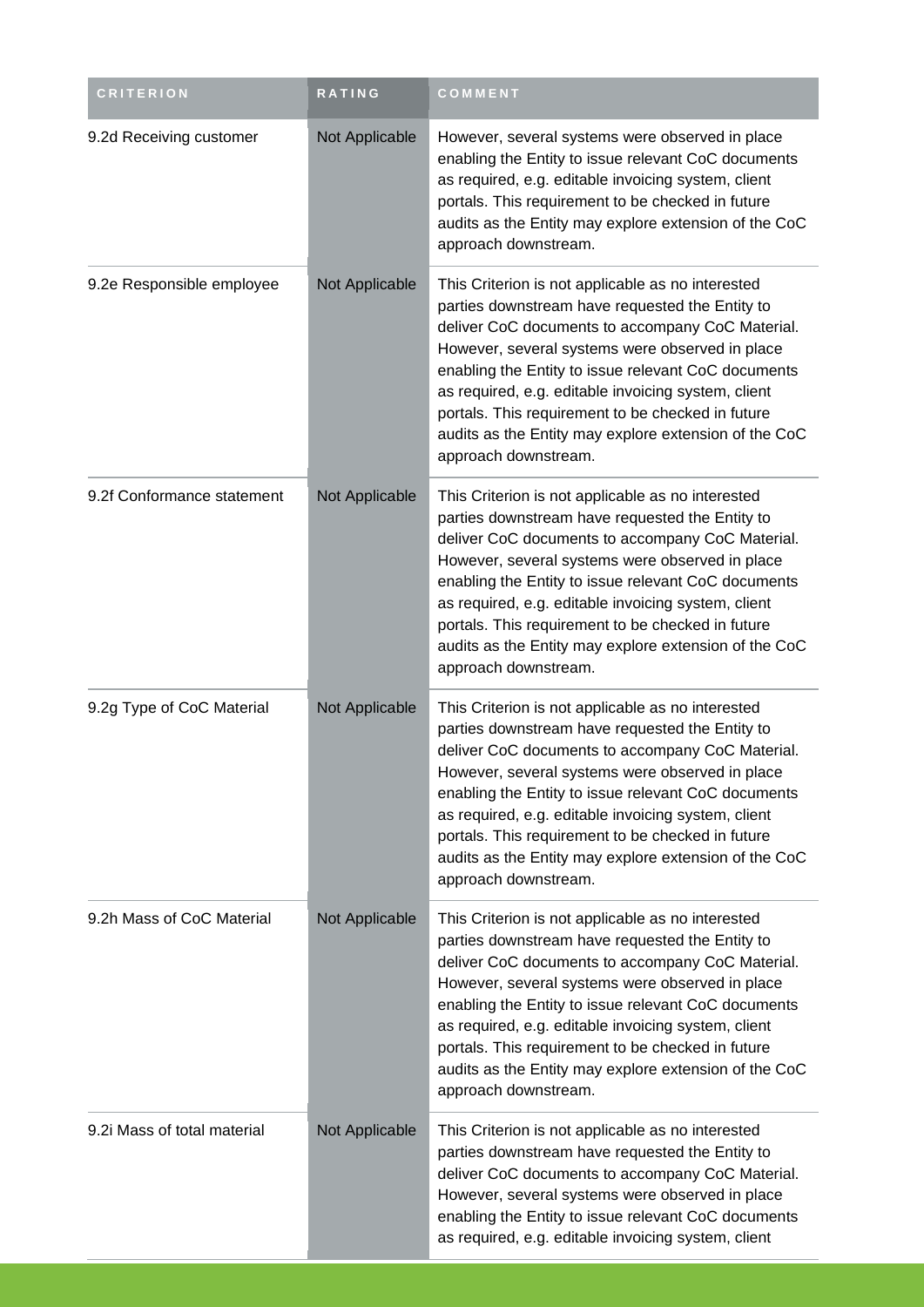| CRITERION | RATING | COMMENT |
| --- | --- | --- |
| 9.2d Receiving customer | Not Applicable | However, several systems were observed in place enabling the Entity to issue relevant CoC documents as required, e.g. editable invoicing system, client portals. This requirement to be checked in future audits as the Entity may explore extension of the CoC approach downstream. |
| 9.2e Responsible employee | Not Applicable | This Criterion is not applicable as no interested parties downstream have requested the Entity to deliver CoC documents to accompany CoC Material. However, several systems were observed in place enabling the Entity to issue relevant CoC documents as required, e.g. editable invoicing system, client portals. This requirement to be checked in future audits as the Entity may explore extension of the CoC approach downstream. |
| 9.2f Conformance statement | Not Applicable | This Criterion is not applicable as no interested parties downstream have requested the Entity to deliver CoC documents to accompany CoC Material. However, several systems were observed in place enabling the Entity to issue relevant CoC documents as required, e.g. editable invoicing system, client portals. This requirement to be checked in future audits as the Entity may explore extension of the CoC approach downstream. |
| 9.2g Type of CoC Material | Not Applicable | This Criterion is not applicable as no interested parties downstream have requested the Entity to deliver CoC documents to accompany CoC Material. However, several systems were observed in place enabling the Entity to issue relevant CoC documents as required, e.g. editable invoicing system, client portals. This requirement to be checked in future audits as the Entity may explore extension of the CoC approach downstream. |
| 9.2h Mass of CoC Material | Not Applicable | This Criterion is not applicable as no interested parties downstream have requested the Entity to deliver CoC documents to accompany CoC Material. However, several systems were observed in place enabling the Entity to issue relevant CoC documents as required, e.g. editable invoicing system, client portals. This requirement to be checked in future audits as the Entity may explore extension of the CoC approach downstream. |
| 9.2i Mass of total material | Not Applicable | This Criterion is not applicable as no interested parties downstream have requested the Entity to deliver CoC documents to accompany CoC Material. However, several systems were observed in place enabling the Entity to issue relevant CoC documents as required, e.g. editable invoicing system, client |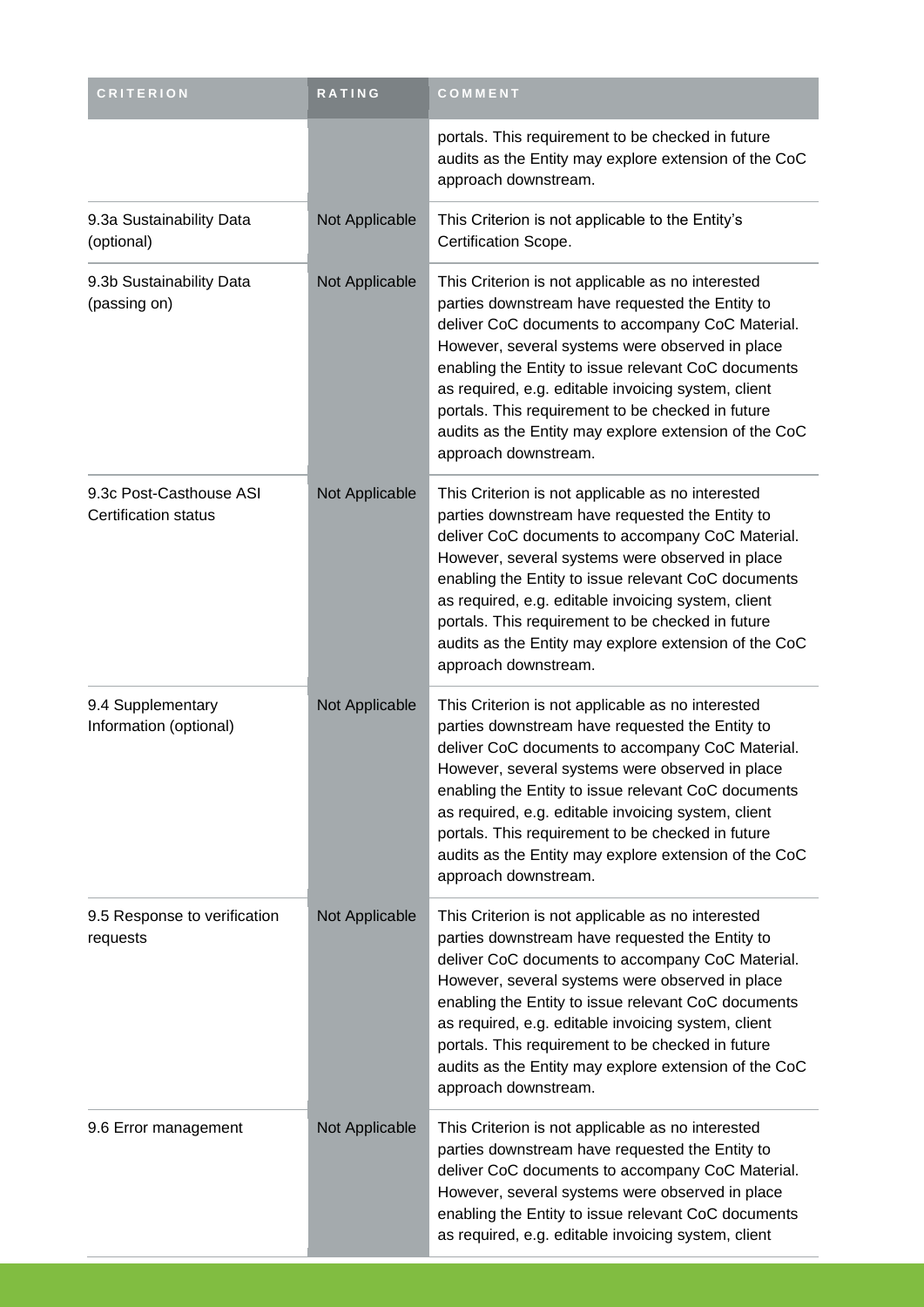| CRITERION | RATING | COMMENT |
|---|---|---|
| | | portals. This requirement to be checked in future audits as the Entity may explore extension of the CoC approach downstream. |
| 9.3a Sustainability Data (optional) | Not Applicable | This Criterion is not applicable to the Entity's Certification Scope. |
| 9.3b Sustainability Data (passing on) | Not Applicable | This Criterion is not applicable as no interested parties downstream have requested the Entity to deliver CoC documents to accompany CoC Material. However, several systems were observed in place enabling the Entity to issue relevant CoC documents as required, e.g. editable invoicing system, client portals. This requirement to be checked in future audits as the Entity may explore extension of the CoC approach downstream. |
| 9.3c Post-Casthouse ASI Certification status | Not Applicable | This Criterion is not applicable as no interested parties downstream have requested the Entity to deliver CoC documents to accompany CoC Material. However, several systems were observed in place enabling the Entity to issue relevant CoC documents as required, e.g. editable invoicing system, client portals. This requirement to be checked in future audits as the Entity may explore extension of the CoC approach downstream. |
| 9.4 Supplementary Information (optional) | Not Applicable | This Criterion is not applicable as no interested parties downstream have requested the Entity to deliver CoC documents to accompany CoC Material. However, several systems were observed in place enabling the Entity to issue relevant CoC documents as required, e.g. editable invoicing system, client portals. This requirement to be checked in future audits as the Entity may explore extension of the CoC approach downstream. |
| 9.5 Response to verification requests | Not Applicable | This Criterion is not applicable as no interested parties downstream have requested the Entity to deliver CoC documents to accompany CoC Material. However, several systems were observed in place enabling the Entity to issue relevant CoC documents as required, e.g. editable invoicing system, client portals. This requirement to be checked in future audits as the Entity may explore extension of the CoC approach downstream. |
| 9.6 Error management | Not Applicable | This Criterion is not applicable as no interested parties downstream have requested the Entity to deliver CoC documents to accompany CoC Material. However, several systems were observed in place enabling the Entity to issue relevant CoC documents as required, e.g. editable invoicing system, client |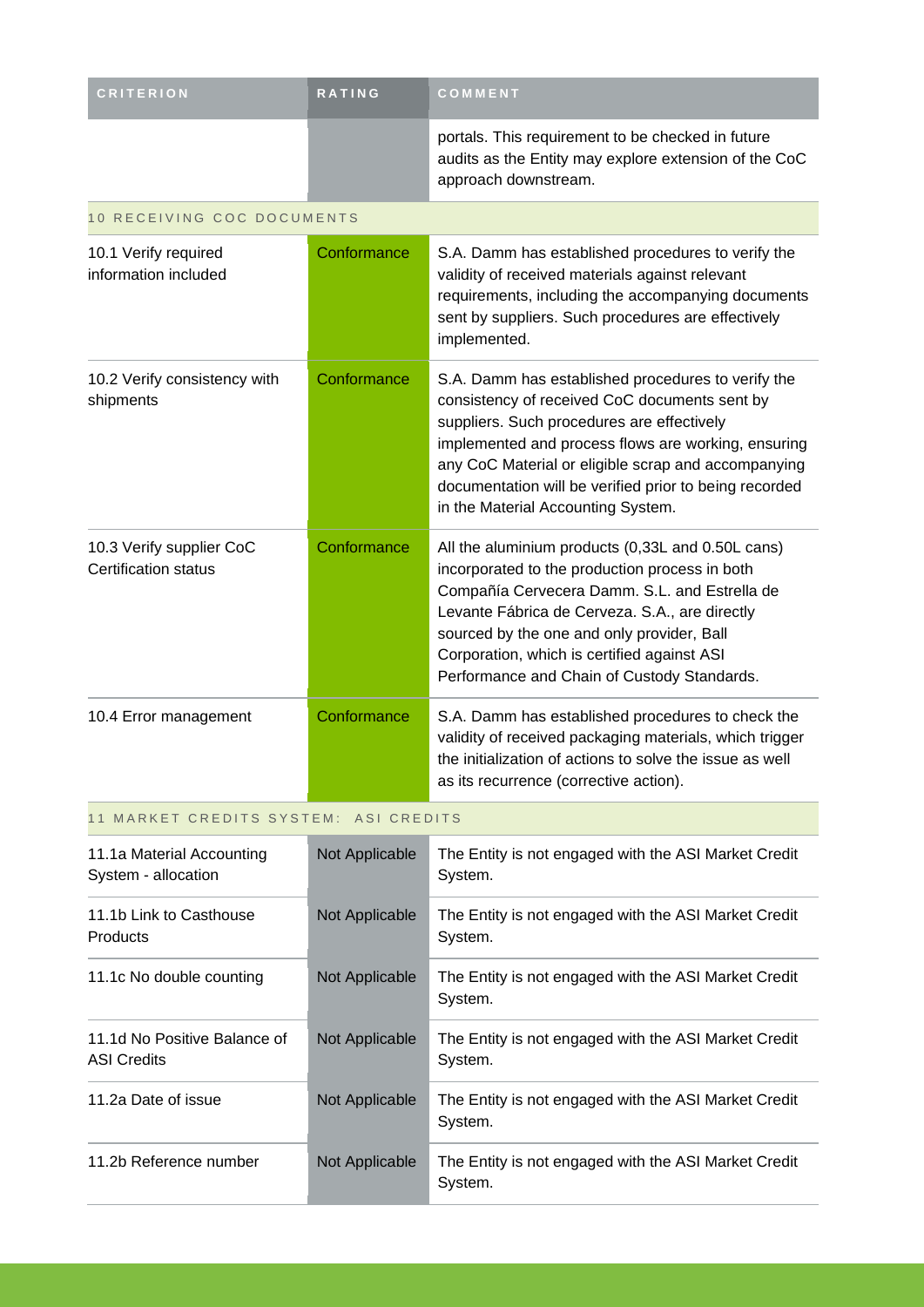| CRITERION | RATING | COMMENT |
|---|---|---|
| | | portals. This requirement to be checked in future audits as the Entity may explore extension of the CoC approach downstream. |
| **10 RECEIVING COC DOCUMENTS** | | |
| 10.1 Verify required information included | Conformance | S.A. Damm has established procedures to verify the validity of received materials against relevant requirements, including the accompanying documents sent by suppliers. Such procedures are effectively implemented. |
| 10.2 Verify consistency with shipments | Conformance | S.A. Damm has established procedures to verify the consistency of received CoC documents sent by suppliers. Such procedures are effectively implemented and process flows are working, ensuring any CoC Material or eligible scrap and accompanying documentation will be verified prior to being recorded in the Material Accounting System. |
| 10.3 Verify supplier CoC Certification status | Conformance | All the aluminium products (0,33L and 0.50L cans) incorporated to the production process in both Compañía Cervecera Damm. S.L. and Estrella de Levante Fábrica de Cerveza. S.A., are directly sourced by the one and only provider, Ball Corporation, which is certified against ASI Performance and Chain of Custody Standards. |
| 10.4 Error management | Conformance | S.A. Damm has established procedures to check the validity of received packaging materials, which trigger the initialization of actions to solve the issue as well as its recurrence (corrective action). |
| **11 MARKET CREDITS SYSTEM: ASI CREDITS** | | |
| 11.1a Material Accounting System - allocation | Not Applicable | The Entity is not engaged with the ASI Market Credit System. |
| 11.1b Link to Casthouse Products | Not Applicable | The Entity is not engaged with the ASI Market Credit System. |
| 11.1c No double counting | Not Applicable | The Entity is not engaged with the ASI Market Credit System. |
| 11.1d No Positive Balance of ASI Credits | Not Applicable | The Entity is not engaged with the ASI Market Credit System. |
| 11.2a Date of issue | Not Applicable | The Entity is not engaged with the ASI Market Credit System. |
| 11.2b Reference number | Not Applicable | The Entity is not engaged with the ASI Market Credit System. |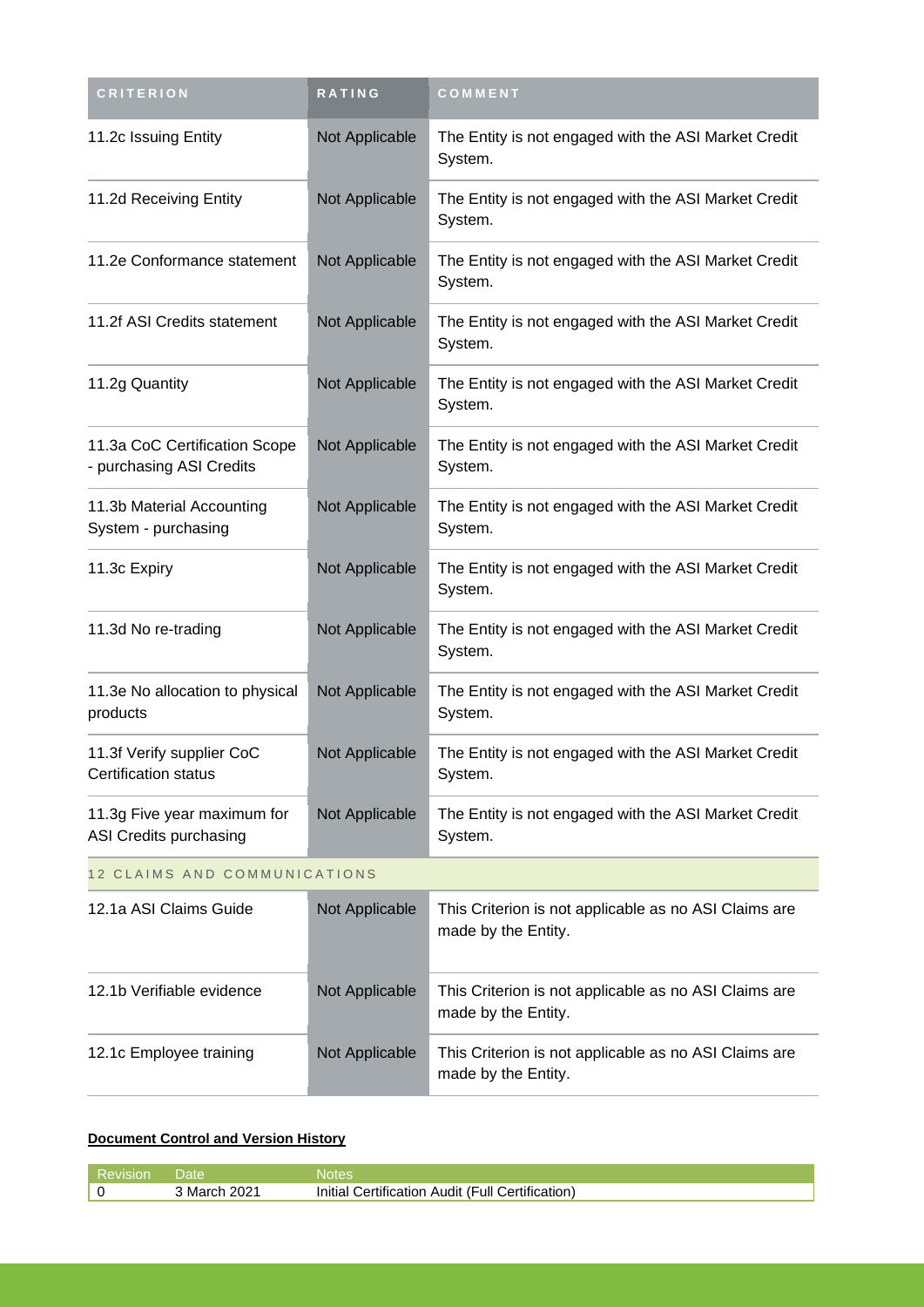| CRITERION | RATING | COMMENT |
|---|---|---|
| 11.2c Issuing Entity | Not Applicable | The Entity is not engaged with the ASI Market Credit System. |
| 11.2d Receiving Entity | Not Applicable | The Entity is not engaged with the ASI Market Credit System. |
| 11.2e Conformance statement | Not Applicable | The Entity is not engaged with the ASI Market Credit System. |
| 11.2f ASI Credits statement | Not Applicable | The Entity is not engaged with the ASI Market Credit System. |
| 11.2g Quantity | Not Applicable | The Entity is not engaged with the ASI Market Credit System. |
| 11.3a CoC Certification Scope - purchasing ASI Credits | Not Applicable | The Entity is not engaged with the ASI Market Credit System. |
| 11.3b Material Accounting System - purchasing | Not Applicable | The Entity is not engaged with the ASI Market Credit System. |
| 11.3c Expiry | Not Applicable | The Entity is not engaged with the ASI Market Credit System. |
| 11.3d No re-trading | Not Applicable | The Entity is not engaged with the ASI Market Credit System. |
| 11.3e No allocation to physical products | Not Applicable | The Entity is not engaged with the ASI Market Credit System. |
| 11.3f Verify supplier CoC Certification status | Not Applicable | The Entity is not engaged with the ASI Market Credit System. |
| 11.3g Five year maximum for ASI Credits purchasing | Not Applicable | The Entity is not engaged with the ASI Market Credit System. |
| 12 CLAIMS AND COMMUNICATIONS | | |
| 12.1a ASI Claims Guide | Not Applicable | This Criterion is not applicable as no ASI Claims are made by the Entity. |
| 12.1b Verifiable evidence | Not Applicable | This Criterion is not applicable as no ASI Claims are made by the Entity. |
| 12.1c Employee training | Not Applicable | This Criterion is not applicable as no ASI Claims are made by the Entity. |

**Document Control and Version History**

| Revision | Date | Notes |
|---|---|---|
| 0 | 3 March 2021 | Initial Certification Audit (Full Certification) |